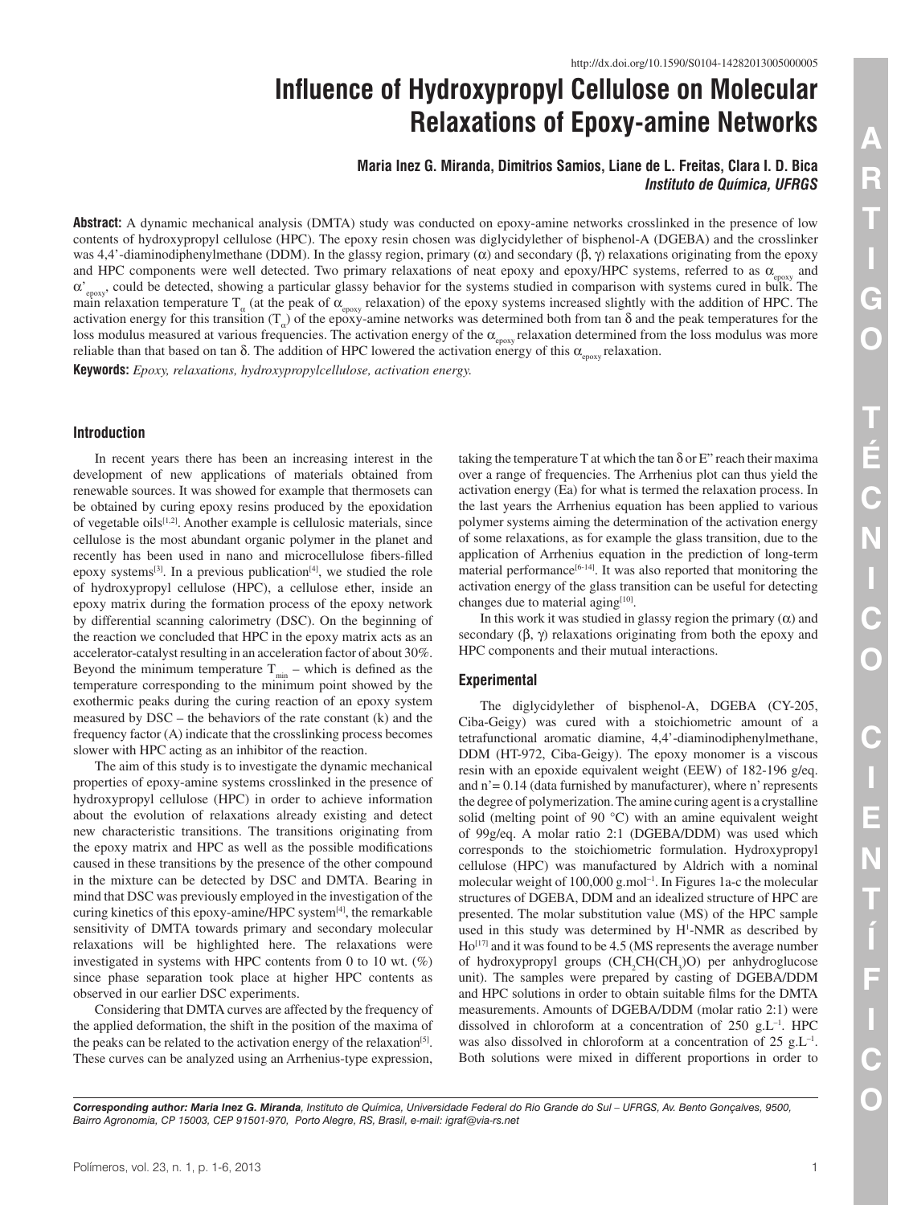http://dx.doi.org/10.1590/S0104-14282013005000005

# Influence of Hydroxypropyl Cellulose on Molecular Relaxations of Epoxy-amine Networks

**Maria Inez G. Miranda, Dimitrios Samios, Liane de L. Freitas, Clara I. D. Bica**
***Instituto de Química, UFRGS***

**Abstract:** A dynamic mechanical analysis (DMTA) study was conducted on epoxy-amine networks crosslinked in the presence of low contents of hydroxypropyl cellulose (HPC). The epoxy resin chosen was diglycidylether of bisphenol-A (DGEBA) and the crosslinker was 4,4'-diaminodiphenylmethane (DDM). In the glassy region, primary (α) and secondary (β, γ) relaxations originating from the epoxy and HPC components were well detected. Two primary relaxations of neat epoxy and epoxy/HPC systems, referred to as $\alpha_{epoxy}$ and $\alpha'_{epoxy}$, could be detected, showing a particular glassy behavior for the systems studied in comparison with systems cured in bulk. The main relaxation temperature $T_\alpha$ (at the peak of $\alpha_{epoxy}$ relaxation) of the epoxy systems increased slightly with the addition of HPC. The activation energy for this transition ($T_\alpha$) of the epoxy-amine networks was determined both from tan δ and the peak temperatures for the loss modulus measured at various frequencies. The activation energy of the $\alpha_{epoxy}$ relaxation determined from the loss modulus was more reliable than that based on tan δ. The addition of HPC lowered the activation energy of this $\alpha_{epoxy}$ relaxation.

**Keywords:** *Epoxy, relaxations, hydroxypropylcellulose, activation energy.*

## Introduction

In recent years there has been an increasing interest in the development of new applications of materials obtained from renewable sources. It was showed for example that thermosets can be obtained by curing epoxy resins produced by the epoxidation of vegetable oils[1,2]. Another example is cellulosic materials, since cellulose is the most abundant organic polymer in the planet and recently has been used in nano and microcellulose fibers-filled epoxy systems[3]. In a previous publication[4], we studied the role of hydroxypropyl cellulose (HPC), a cellulose ether, inside an epoxy matrix during the formation process of the epoxy network by differential scanning calorimetry (DSC). On the beginning of the reaction we concluded that HPC in the epoxy matrix acts as an accelerator-catalyst resulting in an acceleration factor of about 30%. Beyond the minimum temperature $T_{min}$ – which is defined as the temperature corresponding to the minimum point showed by the exothermic peaks during the curing reaction of an epoxy system measured by DSC – the behaviors of the rate constant (k) and the frequency factor (A) indicate that the crosslinking process becomes slower with HPC acting as an inhibitor of the reaction.

The aim of this study is to investigate the dynamic mechanical properties of epoxy-amine systems crosslinked in the presence of hydroxypropyl cellulose (HPC) in order to achieve information about the evolution of relaxations already existing and detect new characteristic transitions. The transitions originating from the epoxy matrix and HPC as well as the possible modifications caused in these transitions by the presence of the other compound in the mixture can be detected by DSC and DMTA. Bearing in mind that DSC was previously employed in the investigation of the curing kinetics of this epoxy-amine/HPC system[4], the remarkable sensitivity of DMTA towards primary and secondary molecular relaxations will be highlighted here. The relaxations were investigated in systems with HPC contents from 0 to 10 wt. (%) since phase separation took place at higher HPC contents as observed in our earlier DSC experiments.

Considering that DMTA curves are affected by the frequency of the applied deformation, the shift in the position of the maxima of the peaks can be related to the activation energy of the relaxation[5]. These curves can be analyzed using an Arrhenius-type expression, taking the temperature T at which the tan δ or E" reach their maxima over a range of frequencies. The Arrhenius plot can thus yield the activation energy (Ea) for what is termed the relaxation process. In the last years the Arrhenius equation has been applied to various polymer systems aiming the determination of the activation energy of some relaxations, as for example the glass transition, due to the application of Arrhenius equation in the prediction of long-term material performance[6-14]. It was also reported that monitoring the activation energy of the glass transition can be useful for detecting changes due to material aging[10].

In this work it was studied in glassy region the primary (α) and secondary (β, γ) relaxations originating from both the epoxy and HPC components and their mutual interactions.

## Experimental

The diglycidylether of bisphenol-A, DGEBA (CY-205, Ciba-Geigy) was cured with a stoichiometric amount of a tetrafunctional aromatic diamine, 4,4'-diaminodiphenylmethane, DDM (HT-972, Ciba-Geigy). The epoxy monomer is a viscous resin with an epoxide equivalent weight (EEW) of 182-196 g/eq. and n' = 0.14 (data furnished by manufacturer), where n' represents the degree of polymerization. The amine curing agent is a crystalline solid (melting point of 90 °C) with an amine equivalent weight of 99g/eq. A molar ratio 2:1 (DGEBA/DDM) was used which corresponds to the stoichiometric formulation. Hydroxypropyl cellulose (HPC) was manufactured by Aldrich with a nominal molecular weight of 100,000 $g.mol^{-1}$. In Figures 1a-c the molecular structures of DGEBA, DDM and an idealized structure of HPC are presented. The molar substitution value (MS) of the HPC sample used in this study was determined by $H^1$-NMR as described by Ho[17] and it was found to be 4.5 (MS represents the average number of hydroxypropyl groups ($CH_2CH(CH_3)O$) per anhydroglucose unit). The samples were prepared by casting of DGEBA/DDM and HPC solutions in order to obtain suitable films for the DMTA measurements. Amounts of DGEBA/DDM (molar ratio 2:1) were dissolved in chloroform at a concentration of 250 $g.L^{-1}$. HPC was also dissolved in chloroform at a concentration of 25 $g.L^{-1}$. Both solutions were mixed in different proportions in order to

***Corresponding author: Maria Inez G. Miranda**, *Instituto de Química, Universidade Federal do Rio Grande do Sul – UFRGS, Av. Bento Gonçalves, 9500, Bairro Agronomia, CP 15003, CEP 91501-970, Porto Alegre, RS, Brasil, e-mail: igraf@via-rs.net*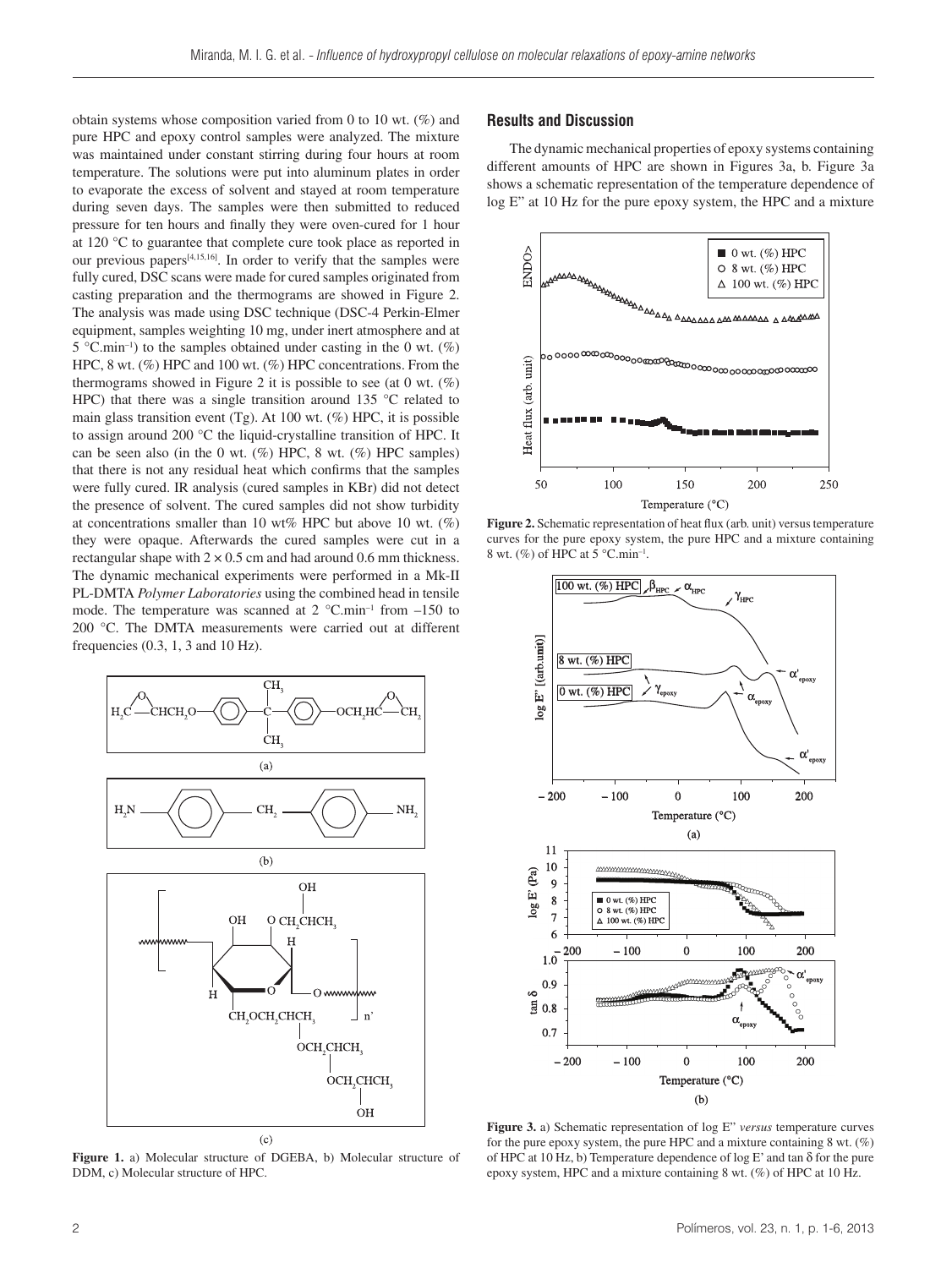obtain systems whose composition varied from 0 to 10 wt. (%) and pure HPC and epoxy control samples were analyzed. The mixture was maintained under constant stirring during four hours at room temperature. The solutions were put into aluminum plates in order to evaporate the excess of solvent and stayed at room temperature during seven days. The samples were then submitted to reduced pressure for ten hours and finally they were oven-cured for 1 hour at 120 °C to guarantee that complete cure took place as reported in our previous papers[4,15,16]. In order to verify that the samples were fully cured, DSC scans were made for cured samples originated from casting preparation and the thermograms are showed in Figure 2. The analysis was made using DSC technique (DSC-4 Perkin-Elmer equipment, samples weighting 10 mg, under inert atmosphere and at 5 °C.min$^{-1}$) to the samples obtained under casting in the 0 wt. (%) HPC, 8 wt. (%) HPC and 100 wt. (%) HPC concentrations. From the thermograms showed in Figure 2 it is possible to see (at 0 wt. (%) HPC) that there was a single transition around 135 °C related to main glass transition event (Tg). At 100 wt. (%) HPC, it is possible to assign around 200 °C the liquid-crystalline transition of HPC. It can be seen also (in the 0 wt. (%) HPC, 8 wt. (%) HPC samples) that there is not any residual heat which confirms that the samples were fully cured. IR analysis (cured samples in KBr) did not detect the presence of solvent. The cured samples did not show turbidity at concentrations smaller than 10 wt% HPC but above 10 wt. (%) they were opaque. Afterwards the cured samples were cut in a rectangular shape with 2 × 0.5 cm and had around 0.6 mm thickness. The dynamic mechanical experiments were performed in a Mk-II PL-DMTA *Polymer Laboratories* using the combined head in tensile mode. The temperature was scanned at 2 °C.min$^{-1}$ from –150 to 200 °C. The DMTA measurements were carried out at different frequencies (0.3, 1, 3 and 10 Hz).

**Figure 1.** a) Molecular structure of DGEBA, b) Molecular structure of DDM, c) Molecular structure of HPC.

## Results and Discussion

The dynamic mechanical properties of epoxy systems containing different amounts of HPC are shown in Figures 3a, b. Figure 3a shows a schematic representation of the temperature dependence of log E" at 10 Hz for the pure epoxy system, the HPC and a mixture

**Figure 2.** Schematic representation of heat flux (arb. unit) versus temperature curves for the pure epoxy system, the pure HPC and a mixture containing 8 wt. (%) of HPC at 5 °C.min$^{-1}$.

**Figure 3.** a) Schematic representation of log E" *versus* temperature curves for the pure epoxy system, the pure HPC and a mixture containing 8 wt. (%) of HPC at 10 Hz, b) Temperature dependence of log E' and tan δ for the pure epoxy system, HPC and a mixture containing 8 wt. (%) of HPC at 10 Hz.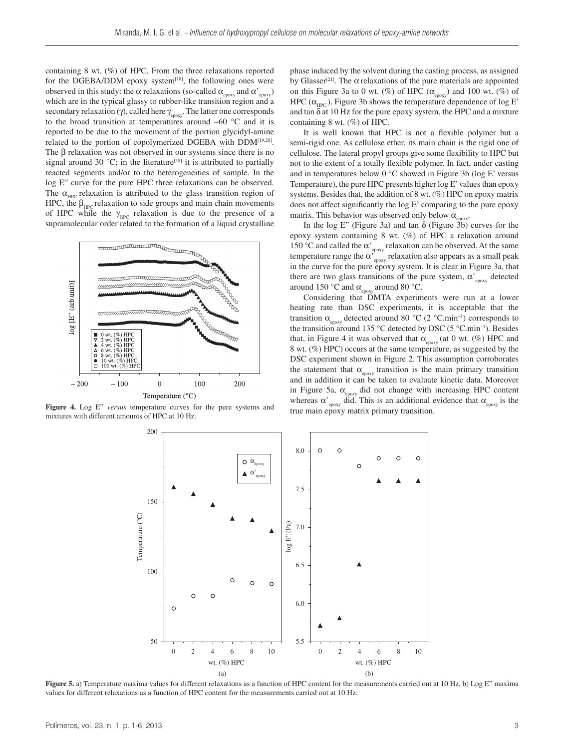containing 8 wt. (%) of HPC. From the three relaxations reported for the DGEBA/DDM epoxy system[18], the following ones were observed in this study: the α relaxations (so-called $\alpha_{epoxy}$ and $\alpha'_{epoxy}$) which are in the typical glassy to rubber-like transition region and a secondary relaxation (γ), called here $\gamma_{epoxy}$. The latter one corresponds to the broad transition at temperatures around –60 °C and it is reported to be due to the movement of the portion glycidyl-amine related to the portion of copolymerized DGEBA with DDM[19,20]. The β relaxation was not observed in our systems since there is no signal around 30 °C; in the literature[18] it is attributed to partially reacted segments and/or to the heterogeneities of sample. In the log E" curve for the pure HPC three relaxations can be observed. The $\alpha_{HPC}$ relaxation is attributed to the glass transition region of HPC, the $\beta_{HPC}$ relaxation to side groups and main chain movements of HPC while the $\gamma_{HPC}$ relaxation is due to the presence of a supramolecular order related to the formation of a liquid crystalline phase induced by the solvent during the casting process, as assigned by Glasser[21]. The α relaxations of the pure materials are appointed on this Figure 3a to 0 wt. (%) of HPC ($\alpha_{epoxy}$) and 100 wt. (%) of HPC ($\alpha_{HPC}$). Figure 3b shows the temperature dependence of log E' and tan δ at 10 Hz for the pure epoxy system, the HPC and a mixture containing 8 wt. (%) of HPC.

Figure 4. Log E" *versus* temperature curves for the pure systems and mixtures with different amounts of HPC at 10 Hz.

It is well known that HPC is not a flexible polymer but a semi-rigid one. As cellulose ether, its main chain is the rigid one of cellulose. The lateral propyl groups give some flexibility to HPC but not to the extent of a totally flexible polymer. In fact, under casting and in temperatures below 0 °C showed in Figure 3b (log E' versus Temperature), the pure HPC presents higher log E' values than epoxy systems. Besides that, the addition of 8 wt. (%) HPC on epoxy matrix does not affect significantly the log E' comparing to the pure epoxy matrix. This behavior was observed only below $\alpha_{epoxy}$.

In the log E" (Figure 3a) and tan δ (Figure 3b) curves for the epoxy system containing 8 wt. (%) of HPC a relaxation around 150 °C and called the $\alpha'_{epoxy}$ relaxation can be observed. At the same temperature range the $\alpha'_{epoxy}$ relaxation also appears as a small peak in the curve for the pure epoxy system. It is clear in Figure 3a, that there are two glass transitions of the pure system, $\alpha'_{epoxy}$ detected around 150 °C and $\alpha_{epoxy}$ around 80 °C.

Considering that DMTA experiments were run at a lower heating rate than DSC experiments, it is acceptable that the transition $\alpha_{epoxy}$ detected around 80 °C (2 °C.min–1) corresponds to the transition around 135 °C detected by DSC (5 °C.min–1). Besides that, in Figure 4 it was observed that $\alpha_{epoxy}$ (at 0 wt. (%) HPC and 8 wt. (%) HPC) occurs at the same temperature, as suggested by the DSC experiment shown in Figure 2. This assumption corroborates the statement that $\alpha_{epoxy}$ transition is the main primary transition and in addition it can be taken to evaluate kinetic data. Moreover in Figure 5a, $\alpha_{epoxy}$ did not change with increasing HPC content whereas $\alpha'_{epoxy}$ did. This is an additional evidence that $\alpha_{epoxy}$ is the true main epoxy matrix primary transition.

Figure 5. a) Temperature maxima values for different relaxations as a function of HPC content for the measurements carried out at 10 Hz, b) Log E" maxima values for different relaxations as a function of HPC content for the measurements carried out at 10 Hz.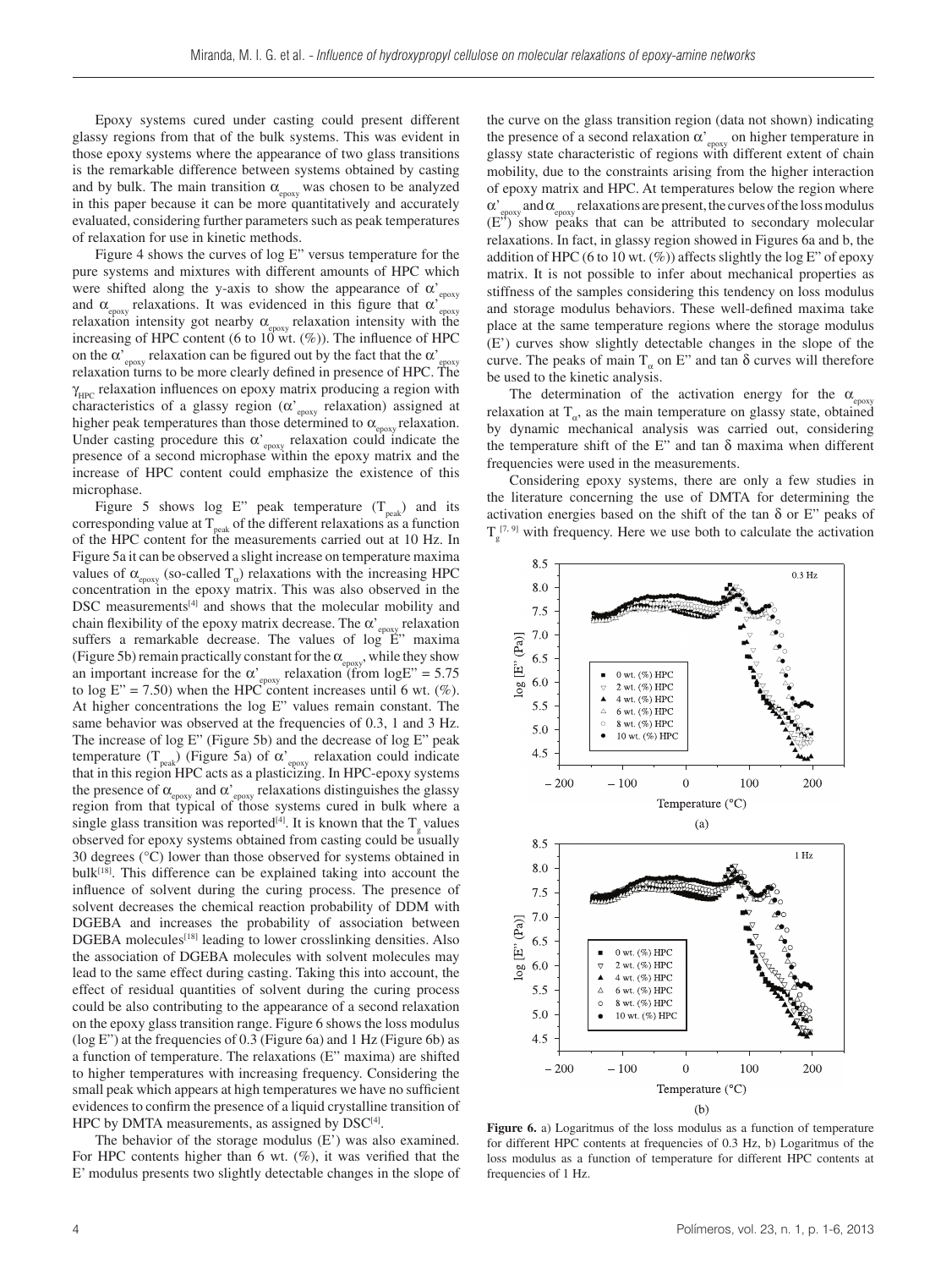Epoxy systems cured under casting could present different glassy regions from that of the bulk systems. This was evident in those epoxy systems where the appearance of two glass transitions is the remarkable difference between systems obtained by casting and by bulk. The main transition $\alpha_{epoxy}$ was chosen to be analyzed in this paper because it can be more quantitatively and accurately evaluated, considering further parameters such as peak temperatures of relaxation for use in kinetic methods.

Figure 4 shows the curves of log E" versus temperature for the pure systems and mixtures with different amounts of HPC which were shifted along the y-axis to show the appearance of $\alpha'_{epoxy}$ and $\alpha_{epoxy}$ relaxations. It was evidenced in this figure that $\alpha'_{epoxy}$ relaxation intensity got nearby $\alpha_{epoxy}$ relaxation intensity with the increasing of HPC content (6 to 10 wt. (%)). The influence of HPC on the $\alpha'_{epoxy}$ relaxation can be figured out by the fact that the $\alpha'_{epoxy}$ relaxation turns to be more clearly defined in presence of HPC. The $\gamma_{HPC}$ relaxation influences on epoxy matrix producing a region with characteristics of a glassy region ($\alpha'_{epoxy}$ relaxation) assigned at higher peak temperatures than those determined to $\alpha_{epoxy}$ relaxation. Under casting procedure this $\alpha'_{epoxy}$ relaxation could indicate the presence of a second microphase within the epoxy matrix and the increase of HPC content could emphasize the existence of this microphase.

Figure 5 shows log E" peak temperature ($T_{peak}$) and its corresponding value at $T_{peak}$ of the different relaxations as a function of the HPC content for the measurements carried out at 10 Hz. In Figure 5a it can be observed a slight increase on temperature maxima values of $\alpha_{epoxy}$ (so-called $T_{\alpha}$) relaxations with the increasing HPC concentration in the epoxy matrix. This was also observed in the DSC measurements[4] and shows that the molecular mobility and chain flexibility of the epoxy matrix decrease. The $\alpha'_{epoxy}$ relaxation suffers a remarkable decrease. The values of log E" maxima (Figure 5b) remain practically constant for the $\alpha_{epoxy}$, while they show an important increase for the $\alpha'_{epoxy}$ relaxation (from logE" = 5.75 to log E" = 7.50) when the HPC content increases until 6 wt. (%). At higher concentrations the log E" values remain constant. The same behavior was observed at the frequencies of 0.3, 1 and 3 Hz. The increase of log E" (Figure 5b) and the decrease of log E" peak temperature ($T_{peak}$) (Figure 5a) of $\alpha'_{epoxy}$ relaxation could indicate that in this region HPC acts as a plasticizing. In HPC-epoxy systems the presence of $\alpha_{epoxy}$ and $\alpha'_{epoxy}$ relaxations distinguishes the glassy region from that typical of those systems cured in bulk where a single glass transition was reported[4]. It is known that the $T_g$ values observed for epoxy systems obtained from casting could be usually 30 degrees (°C) lower than those observed for systems obtained in bulk[18]. This difference can be explained taking into account the influence of solvent during the curing process. The presence of solvent decreases the chemical reaction probability of DDM with DGEBA and increases the probability of association between DGEBA molecules[18] leading to lower crosslinking densities. Also the association of DGEBA molecules with solvent molecules may lead to the same effect during casting. Taking this into account, the effect of residual quantities of solvent during the curing process could be also contributing to the appearance of a second relaxation on the epoxy glass transition range. Figure 6 shows the loss modulus (log E") at the frequencies of 0.3 (Figure 6a) and 1 Hz (Figure 6b) as a function of temperature. The relaxations (E" maxima) are shifted to higher temperatures with increasing frequency. Considering the small peak which appears at high temperatures we have no sufficient evidences to confirm the presence of a liquid crystalline transition of HPC by DMTA measurements, as assigned by DSC[4].

The behavior of the storage modulus (E') was also examined. For HPC contents higher than 6 wt. (%), it was verified that the E' modulus presents two slightly detectable changes in the slope of the curve on the glass transition region (data not shown) indicating the presence of a second relaxation $\alpha'_{epoxy}$ on higher temperature in glassy state characteristic of regions with different extent of chain mobility, due to the constraints arising from the higher interaction of epoxy matrix and HPC. At temperatures below the region where $\alpha'_{epoxy}$ and $\alpha_{epoxy}$ relaxations are present, the curves of the loss modulus (E") show peaks that can be attributed to secondary molecular relaxations. In fact, in glassy region showed in Figures 6a and b, the addition of HPC (6 to 10 wt. (%)) affects slightly the log E" of epoxy matrix. It is not possible to infer about mechanical properties as stiffness of the samples considering this tendency on loss modulus and storage modulus behaviors. These well-defined maxima take place at the same temperature regions where the storage modulus (E') curves show slightly detectable changes in the slope of the curve. The peaks of main $T_{\alpha}$ on E" and tan δ curves will therefore be used to the kinetic analysis.

The determination of the activation energy for the $\alpha_{epoxy}$ relaxation at $T_{\alpha}$, as the main temperature on glassy state, obtained by dynamic mechanical analysis was carried out, considering the temperature shift of the E" and tan δ maxima when different frequencies were used in the measurements.

Considering epoxy systems, there are only a few studies in the literature concerning the use of DMTA for determining the activation energies based on the shift of the tan δ or E" peaks of $T_g$ [7, 9] with frequency. Here we use both to calculate the activation

**Figure 6.** a) Logaritmus of the loss modulus as a function of temperature for different HPC contents at frequencies of 0.3 Hz, b) Logaritmus of the loss modulus as a function of temperature for different HPC contents at frequencies of 1 Hz.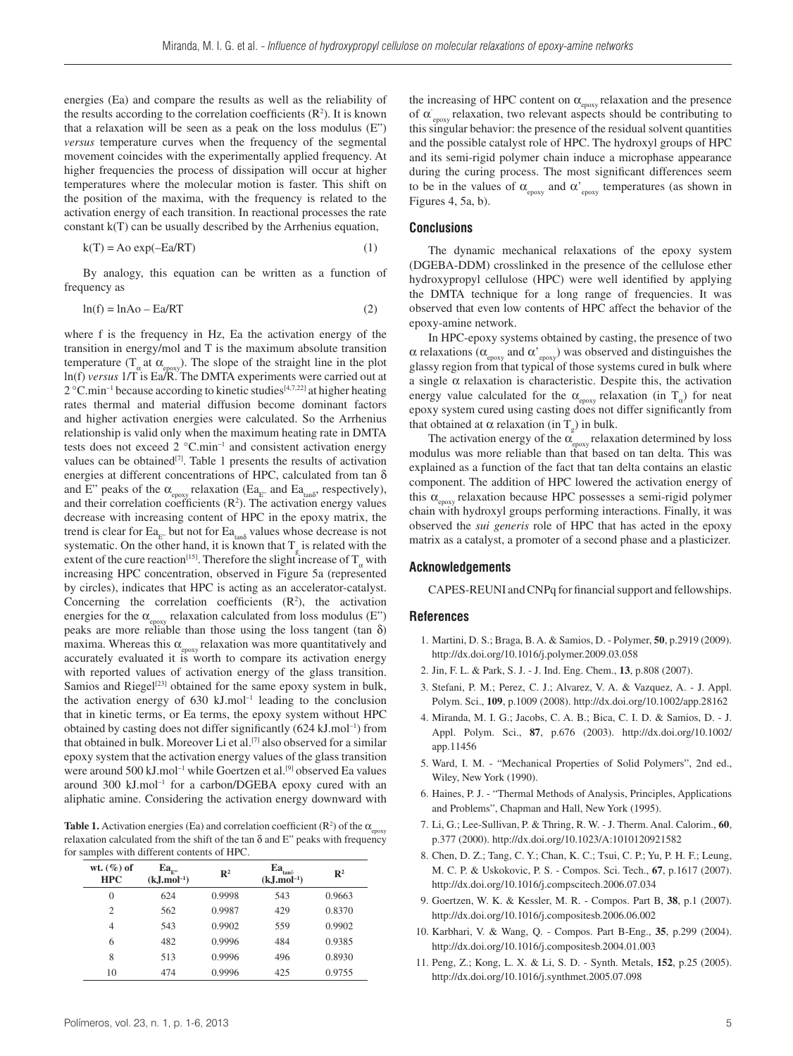energies (Ea) and compare the results as well as the reliability of the results according to the correlation coefficients ($R^2$). It is known that a relaxation will be seen as a peak on the loss modulus (E") *versus* temperature curves when the frequency of the segmental movement coincides with the experimentally applied frequency. At higher frequencies the process of dissipation will occur at higher temperatures where the molecular motion is faster. This shift on the position of the maxima, with the frequency is related to the activation energy of each transition. In reactional processes the rate constant k(T) can be usually described by the Arrhenius equation,

$$k(T) = Ao \exp(-Ea/RT) \tag{1}$$

By analogy, this equation can be written as a function of frequency as

$$\ln(f) = \ln Ao - Ea/RT \tag{2}$$

where f is the frequency in Hz, Ea the activation energy of the transition in energy/mol and T is the maximum absolute transition temperature ($T_\alpha$ at $\alpha_{epoxy}$). The slope of the straight line in the plot ln(f) *versus* 1/T is Ea/R. The DMTA experiments were carried out at 2 °C.min$^{-1}$ because according to kinetic studies[4,7,22] at higher heating rates thermal and material diffusion become dominant factors and higher activation energies were calculated. So the Arrhenius relationship is valid only when the maximum heating rate in DMTA tests does not exceed 2 °C.min$^{-1}$ and consistent activation energy values can be obtained[7]. Table 1 presents the results of activation energies at different concentrations of HPC, calculated from tan δ and E" peaks of the $\alpha_{epoxy}$ relaxation ($Ea_{E''}$ and $Ea_{\tan\delta}$, respectively), and their correlation coefficients ($R^2$). The activation energy values decrease with increasing content of HPC in the epoxy matrix, the trend is clear for $Ea_{E''}$ but not for $Ea_{\tan\delta}$ values whose decrease is not systematic. On the other hand, it is known that $T_g$ is related with the extent of the cure reaction[15]. Therefore the slight increase of $T_\alpha$ with increasing HPC concentration, observed in Figure 5a (represented by circles), indicates that HPC is acting as an accelerator-catalyst. Concerning the correlation coefficients ($R^2$), the activation energies for the $\alpha_{epoxy}$ relaxation calculated from loss modulus (E") peaks are more reliable than those using the loss tangent (tan δ) maxima. Whereas this $\alpha_{epoxy}$ relaxation was more quantitatively and accurately evaluated it is worth to compare its activation energy with reported values of activation energy of the glass transition. Samios and Riegel[23] obtained for the same epoxy system in bulk, the activation energy of 630 kJ.mol$^{-1}$ leading to the conclusion that in kinetic terms, or Ea terms, the epoxy system without HPC obtained by casting does not differ significantly (624 kJ.mol$^{-1}$) from that obtained in bulk. Moreover Li et al.[7] also observed for a similar epoxy system that the activation energy values of the glass transition were around 500 kJ.mol$^{-1}$ while Goertzen et al.[9] observed Ea values around 300 kJ.mol$^{-1}$ for a carbon/DGEBA epoxy cured with an aliphatic amine. Considering the activation energy downward with the increasing of HPC content on $\alpha_{epoxy}$ relaxation and the presence of $\alpha'_{epoxy}$ relaxation, two relevant aspects should be contributing to this singular behavior: the presence of the residual solvent quantities and the possible catalyst role of HPC. The hydroxyl groups of HPC and its semi-rigid polymer chain induce a microphase appearance during the curing process. The most significant differences seem to be in the values of $\alpha_{epoxy}$ and $\alpha'_{epoxy}$ temperatures (as shown in Figures 4, 5a, b).

**Table 1.** Activation energies (Ea) and correlation coefficient ($R^2$) of the $\alpha_{epoxy}$ relaxation calculated from the shift of the tan δ and E" peaks with frequency for samples with different contents of HPC.

| wt. (%) of HPC | $Ea_{E''}$ (kJ.mol$^{-1}$) | $R^2$ | $Ea_{\tan\delta}$ (kJ.mol$^{-1}$) | $R^2$ |
|---|---|---|---|---|
| 0 | 624 | 0.9998 | 543 | 0.9663 |
| 2 | 562 | 0.9987 | 429 | 0.8370 |
| 4 | 543 | 0.9902 | 559 | 0.9902 |
| 6 | 482 | 0.9996 | 484 | 0.9385 |
| 8 | 513 | 0.9996 | 496 | 0.8930 |
| 10 | 474 | 0.9996 | 425 | 0.9755 |

## Conclusions

The dynamic mechanical relaxations of the epoxy system (DGEBA-DDM) crosslinked in the presence of the cellulose ether hydroxypropyl cellulose (HPC) were well identified by applying the DMTA technique for a long range of frequencies. It was observed that even low contents of HPC affect the behavior of the epoxy-amine network.

In HPC-epoxy systems obtained by casting, the presence of two α relaxations ($\alpha_{epoxy}$ and $\alpha'_{epoxy}$) was observed and distinguishes the glassy region from that typical of those systems cured in bulk where a single α relaxation is characteristic. Despite this, the activation energy value calculated for the $\alpha_{epoxy}$ relaxation (in $T_\alpha$) for neat epoxy system cured using casting does not differ significantly from that obtained at α relaxation (in $T_g$) in bulk.

The activation energy of the $\alpha_{epoxy}$ relaxation determined by loss modulus was more reliable than that based on tan delta. This was explained as a function of the fact that tan delta contains an elastic component. The addition of HPC lowered the activation energy of this $\alpha_{epoxy}$ relaxation because HPC possesses a semi-rigid polymer chain with hydroxyl groups performing interactions. Finally, it was observed the *sui generis* role of HPC that has acted in the epoxy matrix as a catalyst, a promoter of a second phase and a plasticizer.

## Acknowledgements

CAPES-REUNI and CNPq for financial support and fellowships.

## References

1. Martini, D. S.; Braga, B. A. & Samios, D. - Polymer, **50**, p.2919 (2009). http://dx.doi.org/10.1016/j.polymer.2009.03.058
2. Jin, F. L. & Park, S. J. - J. Ind. Eng. Chem., **13**, p.808 (2007).
3. Stefani, P. M.; Perez, C. J.; Alvarez, V. A. & Vazquez, A. - J. Appl. Polym. Sci., **109**, p.1009 (2008). http://dx.doi.org/10.1002/app.28162
4. Miranda, M. I. G.; Jacobs, C. A. B.; Bica, C. I. D. & Samios, D. - J. Appl. Polym. Sci., **87**, p.676 (2003). http://dx.doi.org/10.1002/app.11456
5. Ward, I. M. - "Mechanical Properties of Solid Polymers", 2nd ed., Wiley, New York (1990).
6. Haines, P. J. - "Thermal Methods of Analysis, Principles, Applications and Problems", Chapman and Hall, New York (1995).
7. Li, G.; Lee-Sullivan, P. & Thring, R. W. - J. Therm. Anal. Calorim., **60**, p.377 (2000). http://dx.doi.org/10.1023/A:1010120921582
8. Chen, D. Z.; Tang, C. Y.; Chan, K. C.; Tsui, C. P.; Yu, P. H. F.; Leung, M. C. P. & Uskokovic, P. S. - Compos. Sci. Tech., **67**, p.1617 (2007). http://dx.doi.org/10.1016/j.compscitech.2006.07.034
9. Goertzen, W. K. & Kessler, M. R. - Compos. Part B, **38**, p.1 (2007). http://dx.doi.org/10.1016/j.compositesb.2006.06.002
10. Karbhari, V. & Wang, Q. - Compos. Part B-Eng., **35**, p.299 (2004). http://dx.doi.org/10.1016/j.compositesb.2004.01.003
11. Peng, Z.; Kong, L. X. & Li, S. D. - Synth. Metals, **152**, p.25 (2005). http://dx.doi.org/10.1016/j.synthmet.2005.07.098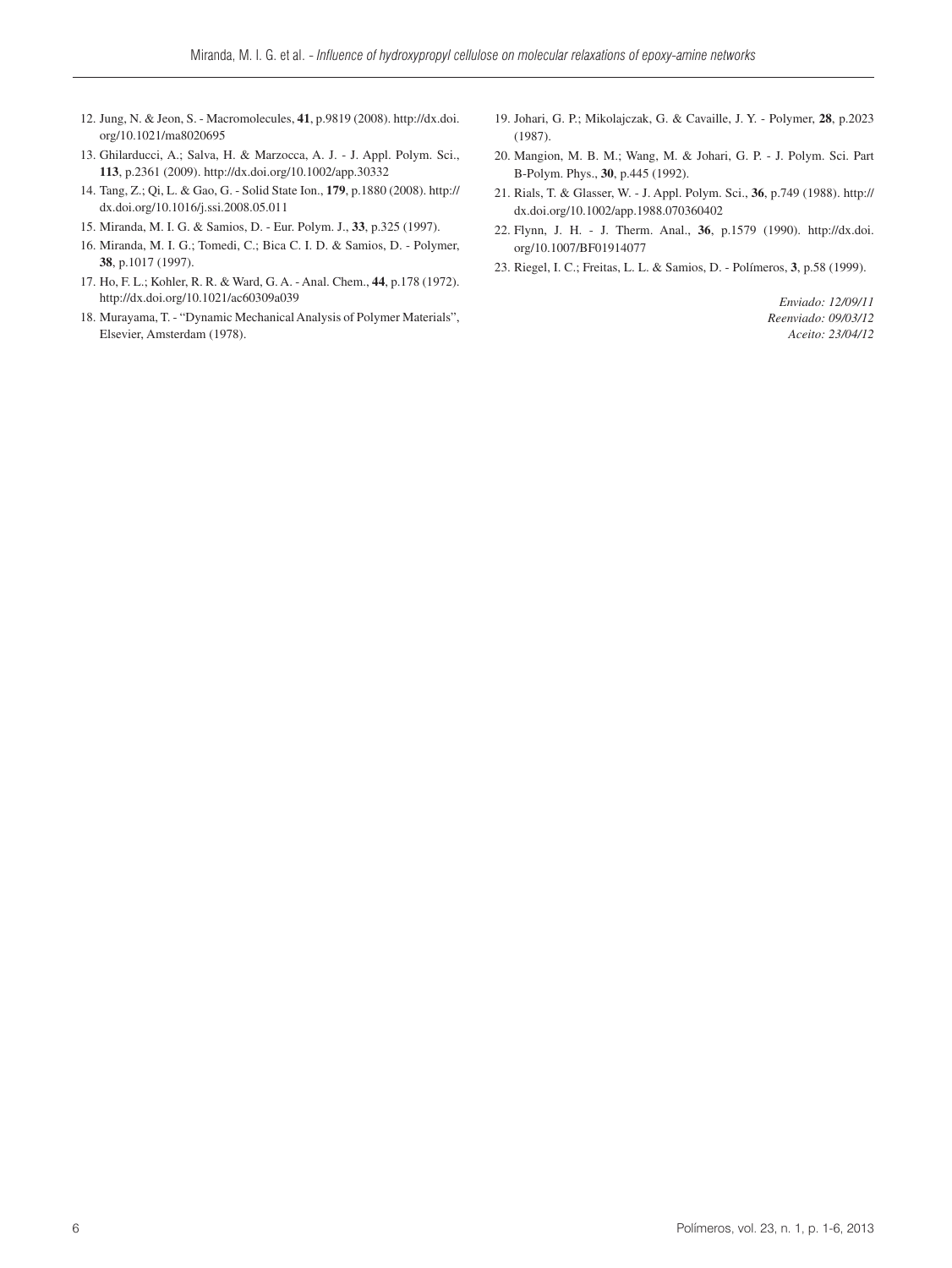12. Jung, N. & Jeon, S. - Macromolecules, **41**, p.9819 (2008). http://dx.doi.org/10.1021/ma8020695
13. Ghilarducci, A.; Salva, H. & Marzocca, A. J. - J. Appl. Polym. Sci., **113**, p.2361 (2009). http://dx.doi.org/10.1002/app.30332
14. Tang, Z.; Qi, L. & Gao, G. - Solid State Ion., **179**, p.1880 (2008). http://dx.doi.org/10.1016/j.ssi.2008.05.011
15. Miranda, M. I. G. & Samios, D. - Eur. Polym. J., **33**, p.325 (1997).
16. Miranda, M. I. G.; Tomedi, C.; Bica C. I. D. & Samios, D. - Polymer, **38**, p.1017 (1997).
17. Ho, F. L.; Kohler, R. R. & Ward, G. A. - Anal. Chem., **44**, p.178 (1972). http://dx.doi.org/10.1021/ac60309a039
18. Murayama, T. - "Dynamic Mechanical Analysis of Polymer Materials", Elsevier, Amsterdam (1978).
19. Johari, G. P.; Mikolajczak, G. & Cavaille, J. Y. - Polymer, **28**, p.2023 (1987).
20. Mangion, M. B. M.; Wang, M. & Johari, G. P. - J. Polym. Sci. Part B-Polym. Phys., **30**, p.445 (1992).
21. Rials, T. & Glasser, W. - J. Appl. Polym. Sci., **36**, p.749 (1988). http://dx.doi.org/10.1002/app.1988.070360402
22. Flynn, J. H. - J. Therm. Anal., **36**, p.1579 (1990). http://dx.doi.org/10.1007/BF01914077
23. Riegel, I. C.; Freitas, L. L. & Samios, D. - Polímeros, **3**, p.58 (1999).

*Enviado: 12/09/11*
*Reenviado: 09/03/12*
*Aceito: 23/04/12*